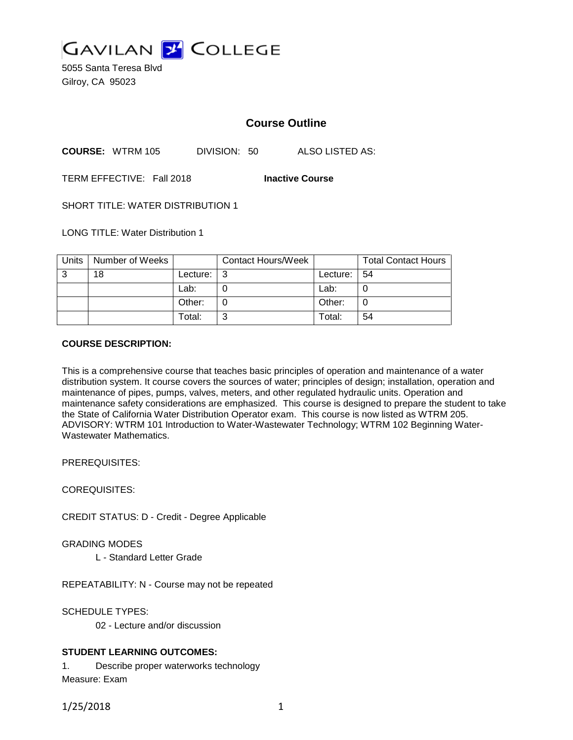# GAVILAN COLLEGE

5055 Santa Teresa Blvd
Gilroy, CA 95023

## Course Outline

**COURSE:** WTRM 105 DIVISION: 50 ALSO LISTED AS:

TERM EFFECTIVE: Fall 2018 **Inactive Course**

SHORT TITLE: WATER DISTRIBUTION 1

LONG TITLE: Water Distribution 1

| Units | Number of Weeks | | Contact Hours/Week | | Total Contact Hours |
|---|---|---|---|---|---|
| 3 | 18 | Lecture: | 3 | Lecture: | 54 |
| | | Lab: | 0 | Lab: | 0 |
| | | Other: | 0 | Other: | 0 |
| | | Total: | 3 | Total: | 54 |

**COURSE DESCRIPTION:**

This is a comprehensive course that teaches basic principles of operation and maintenance of a water distribution system. It course covers the sources of water; principles of design; installation, operation and maintenance of pipes, pumps, valves, meters, and other regulated hydraulic units. Operation and maintenance safety considerations are emphasized. This course is designed to prepare the student to take the State of California Water Distribution Operator exam. This course is now listed as WTRM 205. ADVISORY: WTRM 101 Introduction to Water-Wastewater Technology; WTRM 102 Beginning Water-Wastewater Mathematics.

PREREQUISITES:

COREQUISITES:

CREDIT STATUS: D - Credit - Degree Applicable

GRADING MODES

L - Standard Letter Grade

REPEATABILITY: N - Course may not be repeated

SCHEDULE TYPES:

02 - Lecture and/or discussion

**STUDENT LEARNING OUTCOMES:**

1. Describe proper waterworks technology

Measure: Exam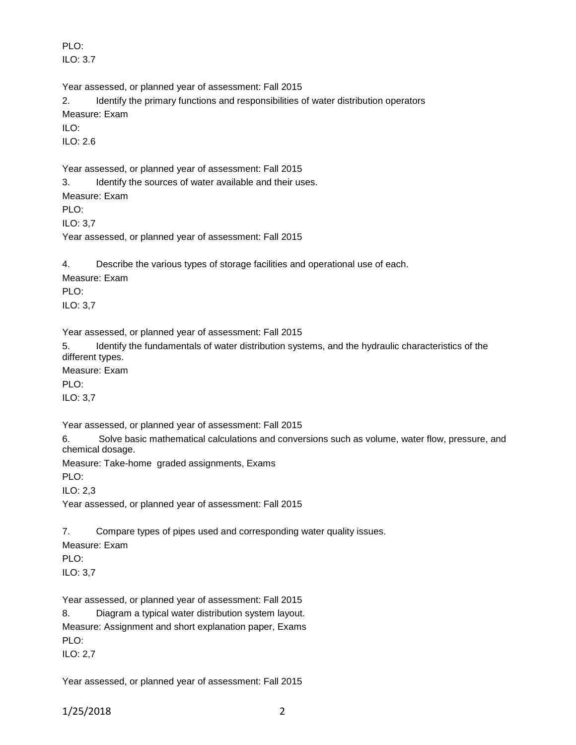PLO:

ILO: 3.7

Year assessed, or planned year of assessment: Fall 2015

2. Identify the primary functions and responsibilities of water distribution operators

Measure: Exam

ILO:

ILO: 2.6

Year assessed, or planned year of assessment: Fall 2015

3. Identify the sources of water available and their uses.

Measure: Exam

PLO:

ILO: 3,7

Year assessed, or planned year of assessment: Fall 2015

4. Describe the various types of storage facilities and operational use of each.

Measure: Exam

PLO:

ILO: 3,7

Year assessed, or planned year of assessment: Fall 2015

5. Identify the fundamentals of water distribution systems, and the hydraulic characteristics of the different types.

Measure: Exam

PLO:

ILO: 3,7

Year assessed, or planned year of assessment: Fall 2015

6. Solve basic mathematical calculations and conversions such as volume, water flow, pressure, and chemical dosage.

Measure: Take-home graded assignments, Exams

PLO:

ILO: 2,3

Year assessed, or planned year of assessment: Fall 2015

7. Compare types of pipes used and corresponding water quality issues.

Measure: Exam

PLO:

ILO: 3,7

Year assessed, or planned year of assessment: Fall 2015

8. Diagram a typical water distribution system layout.

Measure: Assignment and short explanation paper, Exams

PLO:

ILO: 2,7

Year assessed, or planned year of assessment: Fall 2015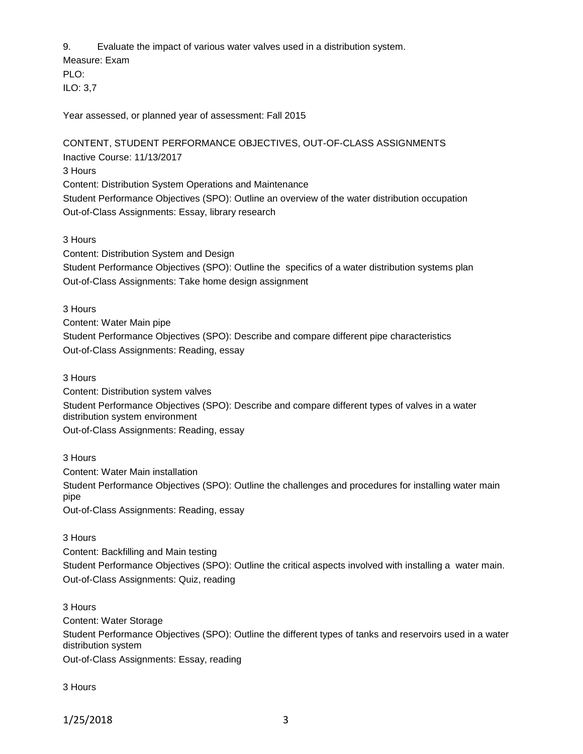9. Evaluate the impact of various water valves used in a distribution system.
Measure: Exam
PLO:
ILO: 3,7

Year assessed, or planned year of assessment: Fall 2015

CONTENT, STUDENT PERFORMANCE OBJECTIVES, OUT-OF-CLASS ASSIGNMENTS
Inactive Course: 11/13/2017
3 Hours
Content: Distribution System Operations and Maintenance
Student Performance Objectives (SPO): Outline an overview of the water distribution occupation
Out-of-Class Assignments: Essay, library research

3 Hours
Content: Distribution System and Design
Student Performance Objectives (SPO): Outline the specifics of a water distribution systems plan
Out-of-Class Assignments: Take home design assignment

3 Hours
Content: Water Main pipe
Student Performance Objectives (SPO): Describe and compare different pipe characteristics
Out-of-Class Assignments: Reading, essay

3 Hours
Content: Distribution system valves
Student Performance Objectives (SPO): Describe and compare different types of valves in a water distribution system environment
Out-of-Class Assignments: Reading, essay

3 Hours
Content: Water Main installation
Student Performance Objectives (SPO): Outline the challenges and procedures for installing water main pipe
Out-of-Class Assignments: Reading, essay

3 Hours
Content: Backfilling and Main testing
Student Performance Objectives (SPO): Outline the critical aspects involved with installing a water main.
Out-of-Class Assignments: Quiz, reading

3 Hours
Content: Water Storage
Student Performance Objectives (SPO): Outline the different types of tanks and reservoirs used in a water distribution system
Out-of-Class Assignments: Essay, reading

3 Hours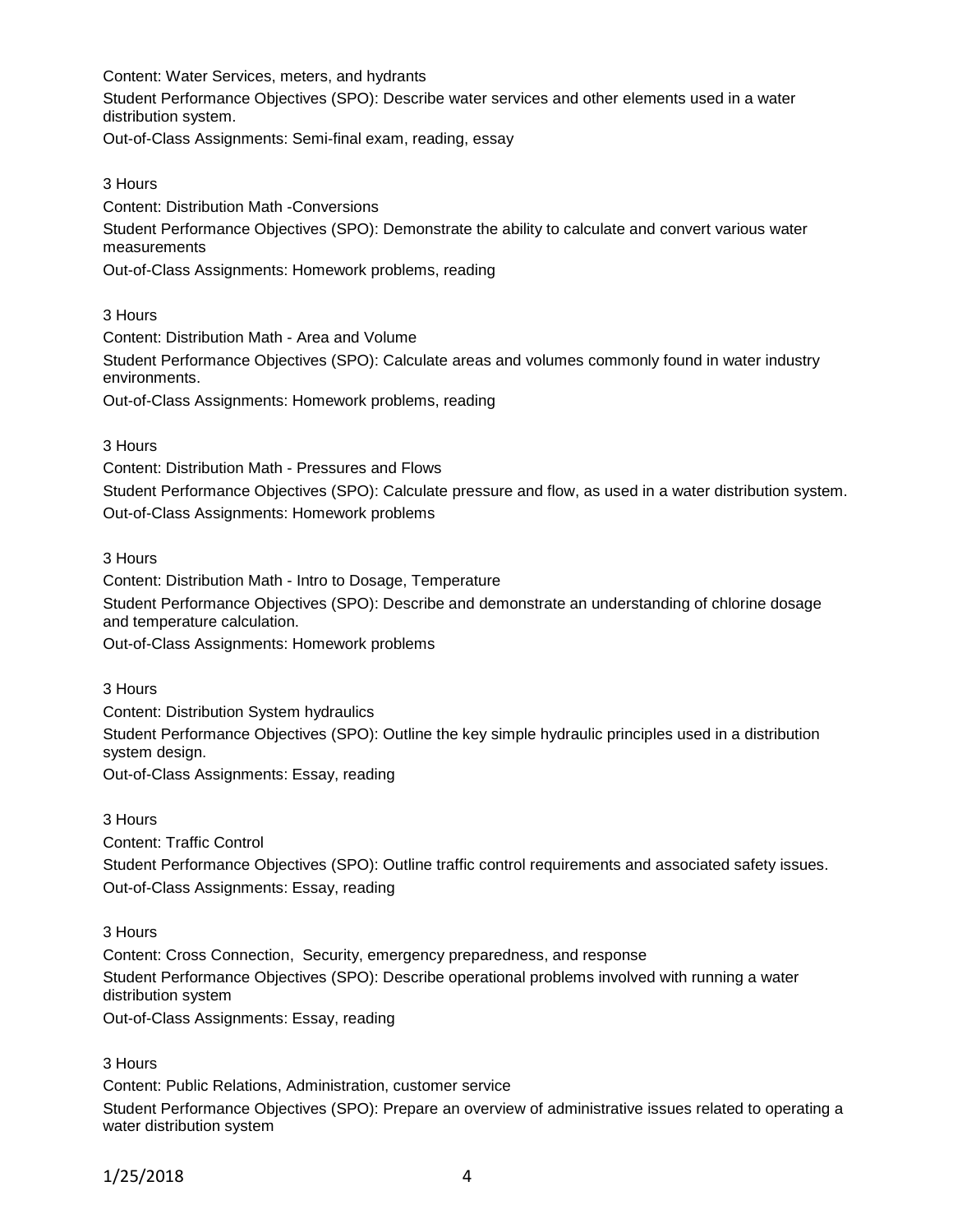Content: Water Services, meters, and hydrants

Student Performance Objectives (SPO): Describe water services and other elements used in a water distribution system.

Out-of-Class Assignments: Semi-final exam, reading, essay

3 Hours

Content: Distribution Math -Conversions

Student Performance Objectives (SPO): Demonstrate the ability to calculate and convert various water measurements

Out-of-Class Assignments: Homework problems, reading

3 Hours

Content: Distribution Math - Area and Volume

Student Performance Objectives (SPO): Calculate areas and volumes commonly found in water industry environments.

Out-of-Class Assignments: Homework problems, reading

3 Hours

Content: Distribution Math - Pressures and Flows

Student Performance Objectives (SPO): Calculate pressure and flow, as used in a water distribution system.

Out-of-Class Assignments: Homework problems

3 Hours

Content: Distribution Math - Intro to Dosage, Temperature

Student Performance Objectives (SPO): Describe and demonstrate an understanding of chlorine dosage and temperature calculation.

Out-of-Class Assignments: Homework problems

3 Hours

Content: Distribution System hydraulics

Student Performance Objectives (SPO): Outline the key simple hydraulic principles used in a distribution system design.

Out-of-Class Assignments: Essay, reading

3 Hours

Content: Traffic Control

Student Performance Objectives (SPO): Outline traffic control requirements and associated safety issues.

Out-of-Class Assignments: Essay, reading

3 Hours

Content: Cross Connection, Security, emergency preparedness, and response

Student Performance Objectives (SPO): Describe operational problems involved with running a water distribution system

Out-of-Class Assignments: Essay, reading

3 Hours

Content: Public Relations, Administration, customer service

Student Performance Objectives (SPO): Prepare an overview of administrative issues related to operating a water distribution system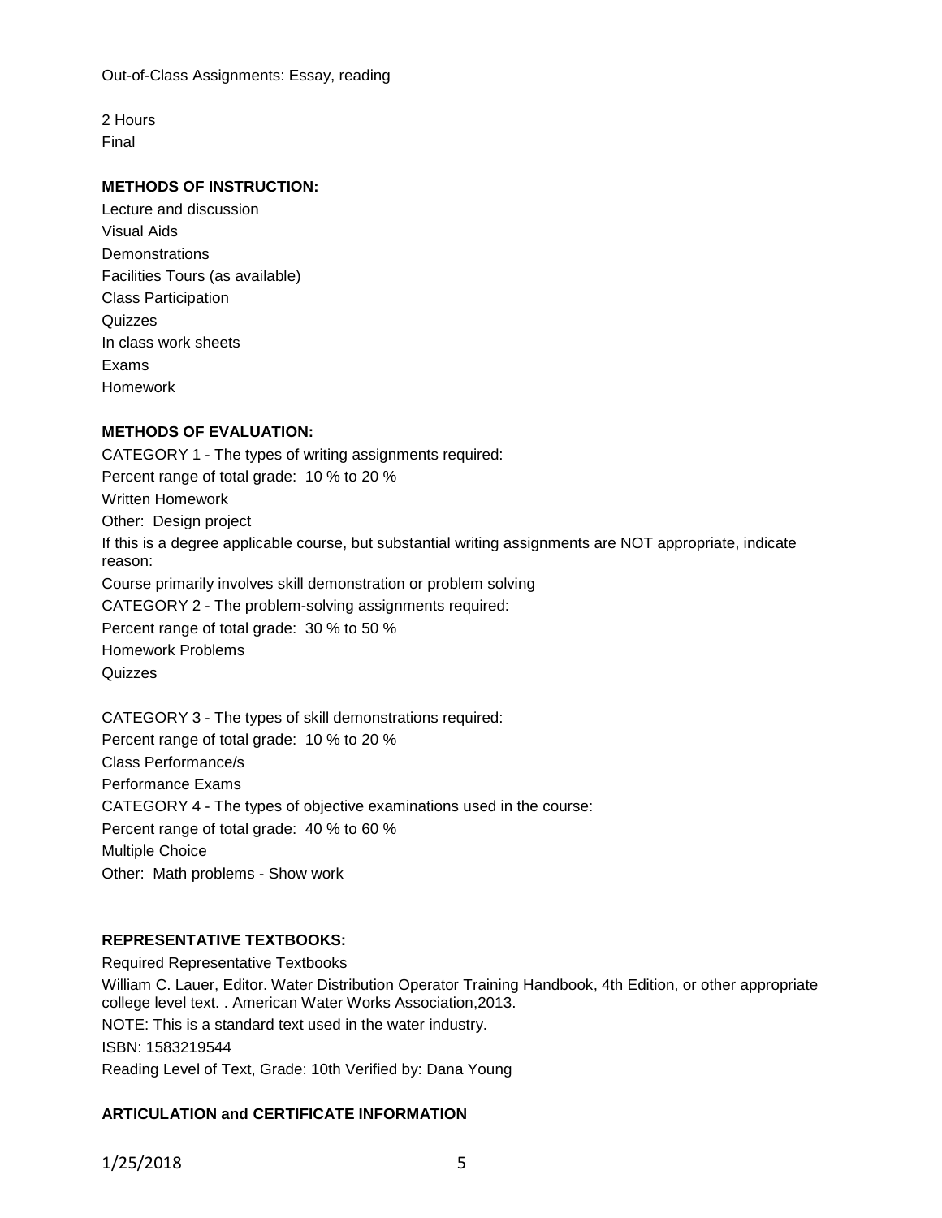Out-of-Class Assignments: Essay, reading

2 Hours
Final

**METHODS OF INSTRUCTION:**

Lecture and discussion
Visual Aids
Demonstrations
Facilities Tours (as available)
Class Participation
Quizzes
In class work sheets
Exams
Homework

**METHODS OF EVALUATION:**

CATEGORY 1 - The types of writing assignments required:
Percent range of total grade: 10 % to 20 %
Written Homework
Other: Design project
If this is a degree applicable course, but substantial writing assignments are NOT appropriate, indicate reason:
Course primarily involves skill demonstration or problem solving
CATEGORY 2 - The problem-solving assignments required:
Percent range of total grade: 30 % to 50 %
Homework Problems
Quizzes

CATEGORY 3 - The types of skill demonstrations required:
Percent range of total grade: 10 % to 20 %
Class Performance/s
Performance Exams
CATEGORY 4 - The types of objective examinations used in the course:
Percent range of total grade: 40 % to 60 %
Multiple Choice
Other: Math problems - Show work

**REPRESENTATIVE TEXTBOOKS:**

Required Representative Textbooks
William C. Lauer, Editor. Water Distribution Operator Training Handbook, 4th Edition, or other appropriate college level text. . American Water Works Association,2013.
NOTE: This is a standard text used in the water industry.
ISBN: 1583219544
Reading Level of Text, Grade: 10th Verified by: Dana Young

**ARTICULATION and CERTIFICATE INFORMATION**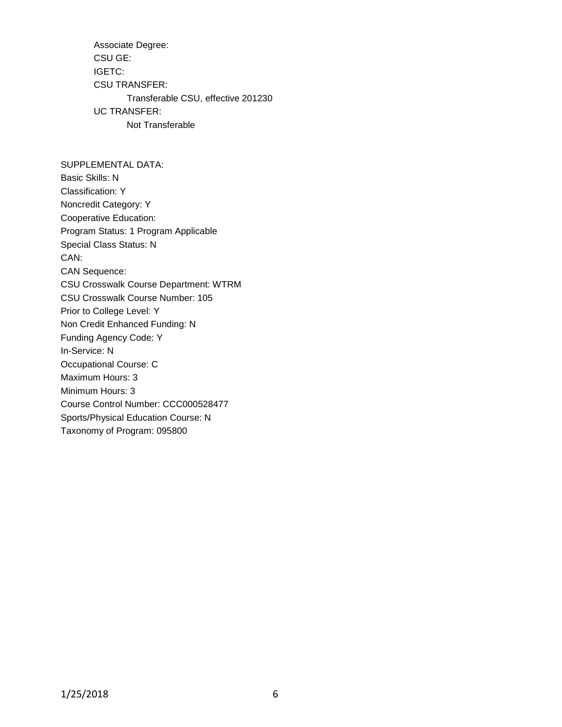Associate Degree:

CSU GE:

IGETC:

CSU TRANSFER:

Transferable CSU, effective 201230

UC TRANSFER:

Not Transferable

SUPPLEMENTAL DATA:

Basic Skills: N

Classification: Y

Noncredit Category: Y

Cooperative Education:

Program Status: 1 Program Applicable

Special Class Status: N

CAN:

CAN Sequence:

CSU Crosswalk Course Department: WTRM

CSU Crosswalk Course Number: 105

Prior to College Level: Y

Non Credit Enhanced Funding: N

Funding Agency Code: Y

In-Service: N

Occupational Course: C

Maximum Hours: 3

Minimum Hours: 3

Course Control Number: CCC000528477

Sports/Physical Education Course: N

Taxonomy of Program: 095800